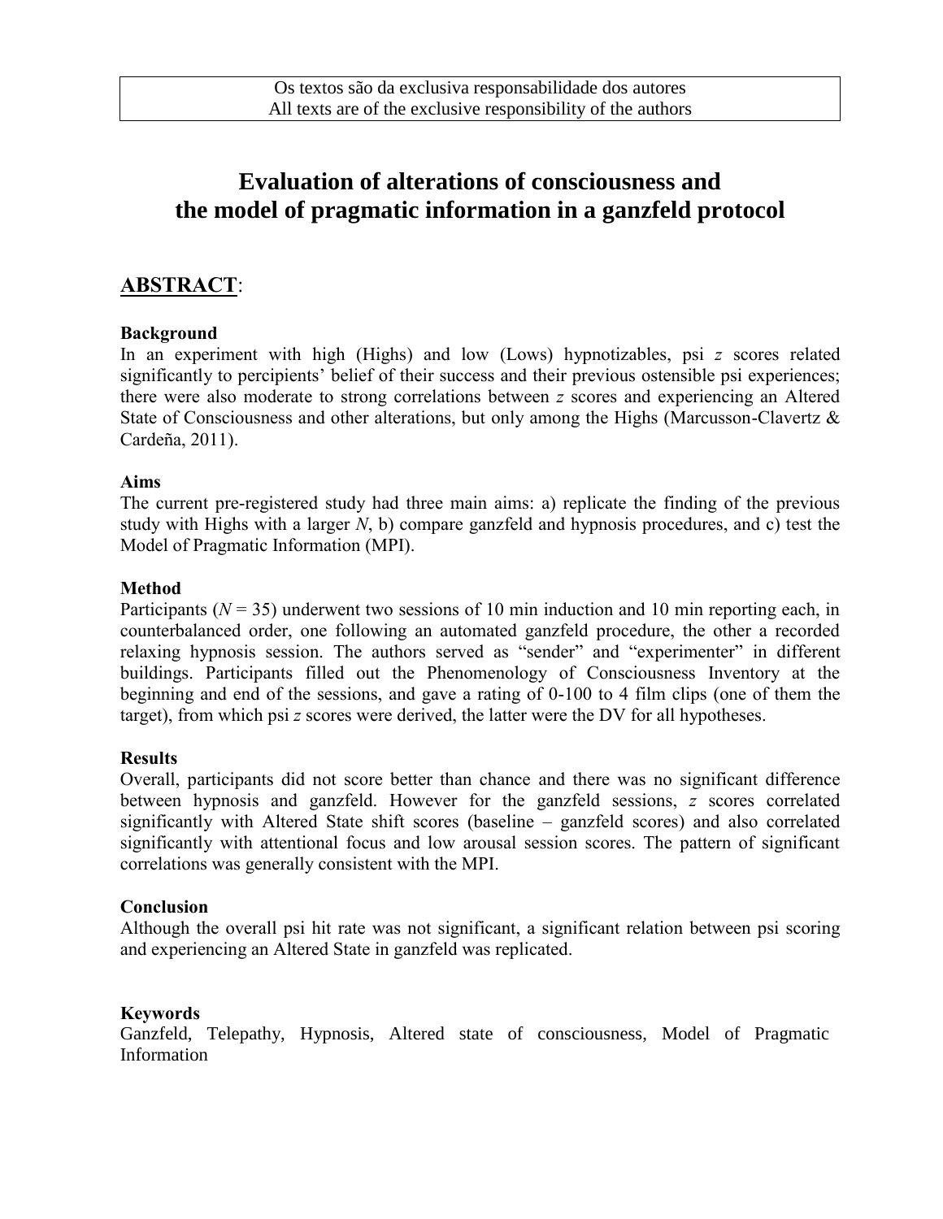Os textos são da exclusiva responsabilidade dos autores
All texts are of the exclusive responsibility of the authors

# Evaluation of alterations of consciousness and the model of pragmatic information in a ganzfeld protocol

## ABSTRACT:

### Background

In an experiment with high (Highs) and low (Lows) hypnotizables, psi *z* scores related significantly to percipients' belief of their success and their previous ostensible psi experiences; there were also moderate to strong correlations between *z* scores and experiencing an Altered State of Consciousness and other alterations, but only among the Highs (Marcusson-Clavertz & Cardeña, 2011).

### Aims

The current pre-registered study had three main aims: a) replicate the finding of the previous study with Highs with a larger *N*, b) compare ganzfeld and hypnosis procedures, and c) test the Model of Pragmatic Information (MPI).

### Method

Participants ($N = 35$) underwent two sessions of 10 min induction and 10 min reporting each, in counterbalanced order, one following an automated ganzfeld procedure, the other a recorded relaxing hypnosis session. The authors served as "sender" and "experimenter" in different buildings. Participants filled out the Phenomenology of Consciousness Inventory at the beginning and end of the sessions, and gave a rating of 0-100 to 4 film clips (one of them the target), from which psi *z* scores were derived, the latter were the DV for all hypotheses.

### Results

Overall, participants did not score better than chance and there was no significant difference between hypnosis and ganzfeld. However for the ganzfeld sessions, *z* scores correlated significantly with Altered State shift scores (baseline – ganzfeld scores) and also correlated significantly with attentional focus and low arousal session scores. The pattern of significant correlations was generally consistent with the MPI.

### Conclusion

Although the overall psi hit rate was not significant, a significant relation between psi scoring and experiencing an Altered State in ganzfeld was replicated.

### Keywords

Ganzfeld, Telepathy, Hypnosis, Altered state of consciousness, Model of Pragmatic Information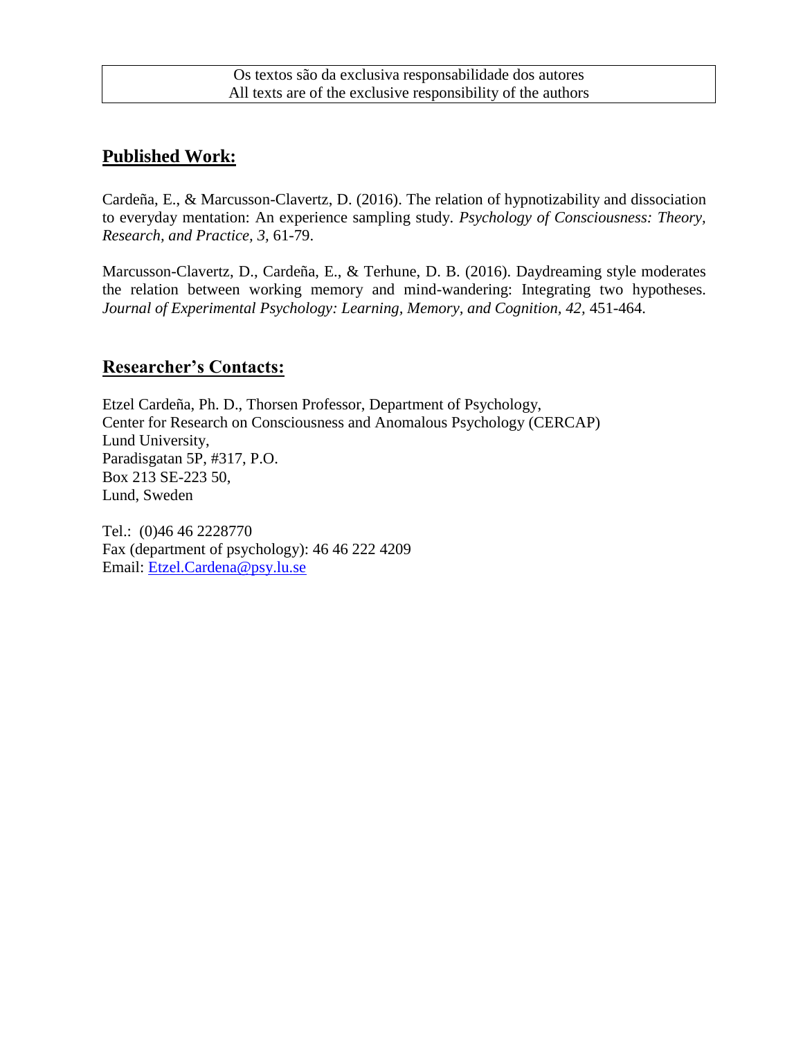Os textos são da exclusiva responsabilidade dos autores
All texts are of the exclusive responsibility of the authors

## Published Work:

Cardeña, E., & Marcusson-Clavertz, D. (2016). The relation of hypnotizability and dissociation to everyday mentation: An experience sampling study. *Psychology of Consciousness: Theory, Research, and Practice, 3,* 61-79.

Marcusson-Clavertz, D., Cardeña, E., & Terhune, D. B. (2016). Daydreaming style moderates the relation between working memory and mind-wandering: Integrating two hypotheses. *Journal of Experimental Psychology: Learning, Memory, and Cognition, 42*, 451-464.

## Researcher's Contacts:

Etzel Cardeña, Ph. D., Thorsen Professor, Department of Psychology,
Center for Research on Consciousness and Anomalous Psychology (CERCAP)
Lund University,
Paradisgatan 5P, #317, P.O.
Box 213 SE-223 50,
Lund, Sweden

Tel.: (0)46 46 2228770
Fax (department of psychology): 46 46 222 4209
Email: Etzel.Cardena@psy.lu.se